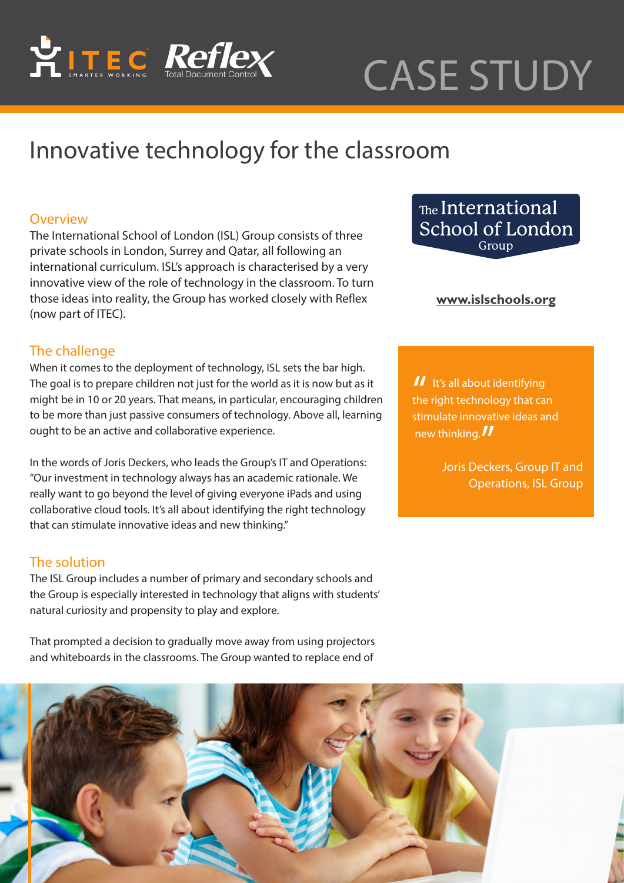CASE STUDY

# Innovative technology for the classroom

## Overview

The International School of London (ISL) Group consists of three private schools in London, Surrey and Qatar, all following an international curriculum. ISL's approach is characterised by a very innovative view of the role of technology in the classroom. To turn those ideas into reality, the Group has worked closely with Reflex (now part of ITEC).

The International School of London Group

**www.islschools.org**

## The challenge

When it comes to the deployment of technology, ISL sets the bar high. The goal is to prepare children not just for the world as it is now but as it might be in 10 or 20 years. That means, in particular, encouraging children to be more than just passive consumers of technology. Above all, learning ought to be an active and collaborative experience.

In the words of Joris Deckers, who leads the Group's IT and Operations: "Our investment in technology always has an academic rationale. We really want to go beyond the level of giving everyone iPads and using collaborative cloud tools. It's all about identifying the right technology that can stimulate innovative ideas and new thinking."

> "It's all about identifying the right technology that can stimulate innovative ideas and new thinking."
>
> Joris Deckers, Group IT and Operations, ISL Group

## The solution

The ISL Group includes a number of primary and secondary schools and the Group is especially interested in technology that aligns with students' natural curiosity and propensity to play and explore.

That prompted a decision to gradually move away from using projectors and whiteboards in the classrooms. The Group wanted to replace end of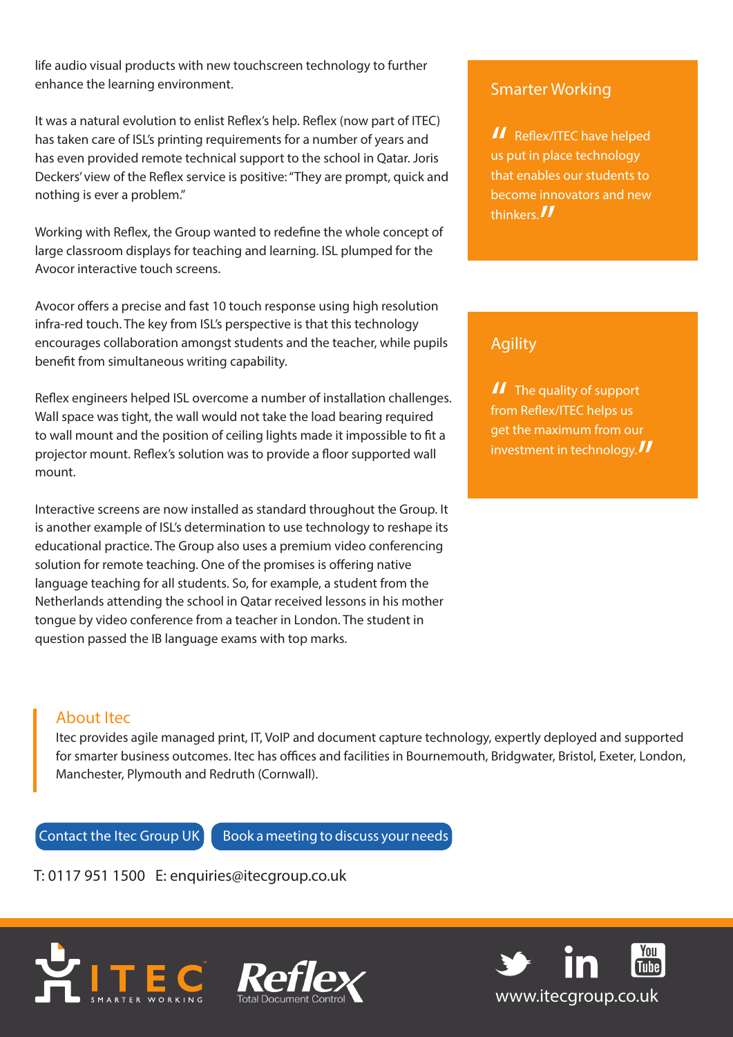life audio visual products with new touchscreen technology to further enhance the learning environment.

It was a natural evolution to enlist Reflex's help. Reflex (now part of ITEC) has taken care of ISL's printing requirements for a number of years and has even provided remote technical support to the school in Qatar. Joris Deckers' view of the Reflex service is positive: "They are prompt, quick and nothing is ever a problem."

Working with Reflex, the Group wanted to redefine the whole concept of large classroom displays for teaching and learning. ISL plumped for the Avocor interactive touch screens.

Avocor offers a precise and fast 10 touch response using high resolution infra-red touch. The key from ISL's perspective is that this technology encourages collaboration amongst students and the teacher, while pupils benefit from simultaneous writing capability.

Reflex engineers helped ISL overcome a number of installation challenges. Wall space was tight, the wall would not take the load bearing required to wall mount and the position of ceiling lights made it impossible to fit a projector mount. Reflex's solution was to provide a floor supported wall mount.

Interactive screens are now installed as standard throughout the Group. It is another example of ISL's determination to use technology to reshape its educational practice. The Group also uses a premium video conferencing solution for remote teaching. One of the promises is offering native language teaching for all students. So, for example, a student from the Netherlands attending the school in Qatar received lessons in his mother tongue by video conference from a teacher in London. The student in question passed the IB language exams with top marks.

## Smarter Working

"Reflex/ITEC have helped us put in place technology that enables our students to become innovators and new thinkers."

## Agility

"The quality of support from Reflex/ITEC helps us get the maximum from our investment in technology."

## About Itec

Itec provides agile managed print, IT, VoIP and document capture technology, expertly deployed and supported for smarter business outcomes. Itec has offices and facilities in Bournemouth, Bridgwater, Bristol, Exeter, London, Manchester, Plymouth and Redruth (Cornwall).

Contact the Itec Group UK | Book a meeting to discuss your needs

T: 0117 951 1500 E: enquiries@itecgroup.co.uk

ITEC SMARTER WORKING | Reflex Total Document Control

www.itecgroup.co.uk